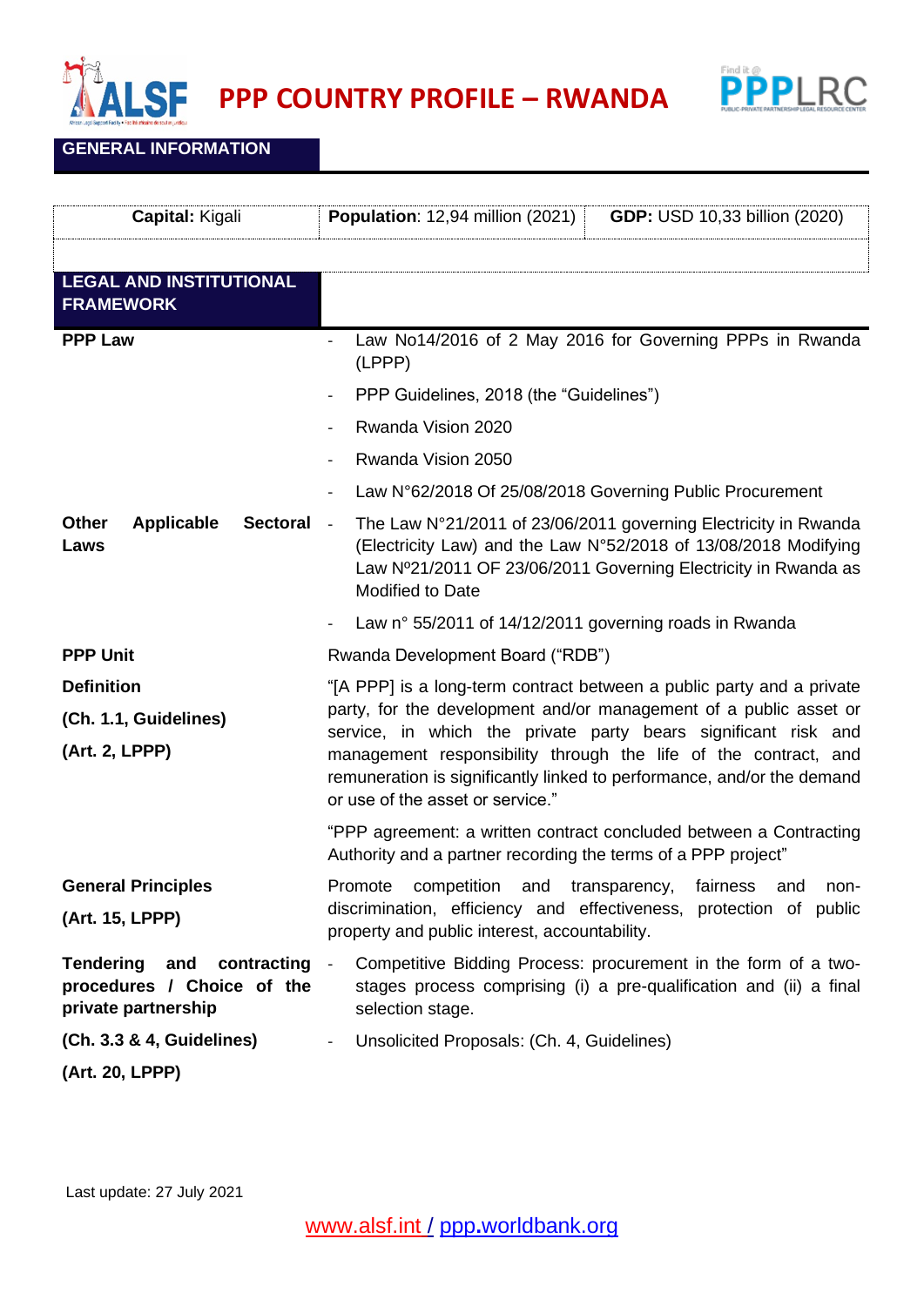# PPP COUNTRY PROFILE – RWANDA

## GENERAL INFORMATION

| **Capital:** Kigali | **Population**: 12,94 million (2021) | **GDP:** USD 10,33 billion (2020) |
|---|---|---|

## LEGAL AND INSTITUTIONAL FRAMEWORK

| | |
|---|---|
| **PPP Law** | - Law No14/2016 of 2 May 2016 for Governing PPPs in Rwanda (LPPP)<br>- PPP Guidelines, 2018 (the "Guidelines")<br>- Rwanda Vision 2020<br>- Rwanda Vision 2050<br>- Law N°62/2018 Of 25/08/2018 Governing Public Procurement |
| **Other Applicable Sectoral Laws** | - The Law N°21/2011 of 23/06/2011 governing Electricity in Rwanda (Electricity Law) and the Law N°52/2018 of 13/08/2018 Modifying Law Nº21/2011 OF 23/06/2011 Governing Electricity in Rwanda as Modified to Date<br>- Law n° 55/2011 of 14/12/2011 governing roads in Rwanda |
| **PPP Unit** | Rwanda Development Board ("RDB") |
| **Definition**<br>**(Ch. 1.1, Guidelines)**<br>**(Art. 2, LPPP)** | "[A PPP] is a long-term contract between a public party and a private party, for the development and/or management of a public asset or service, in which the private party bears significant risk and management responsibility through the life of the contract, and remuneration is significantly linked to performance, and/or the demand or use of the asset or service."<br><br>"PPP agreement: a written contract concluded between a Contracting Authority and a partner recording the terms of a PPP project" |
| **General Principles**<br>**(Art. 15, LPPP)** | Promote competition and transparency, fairness and non-discrimination, efficiency and effectiveness, protection of public property and public interest, accountability. |
| **Tendering and contracting procedures / Choice of the private partnership**<br>**(Ch. 3.3 & 4, Guidelines)**<br>**(Art. 20, LPPP)** | - Competitive Bidding Process: procurement in the form of a two-stages process comprising (i) a pre-qualification and (ii) a final selection stage.<br>- Unsolicited Proposals: (Ch. 4, Guidelines) |

Last update: 27 July 2021

www.alsf.int / ppp.worldbank.org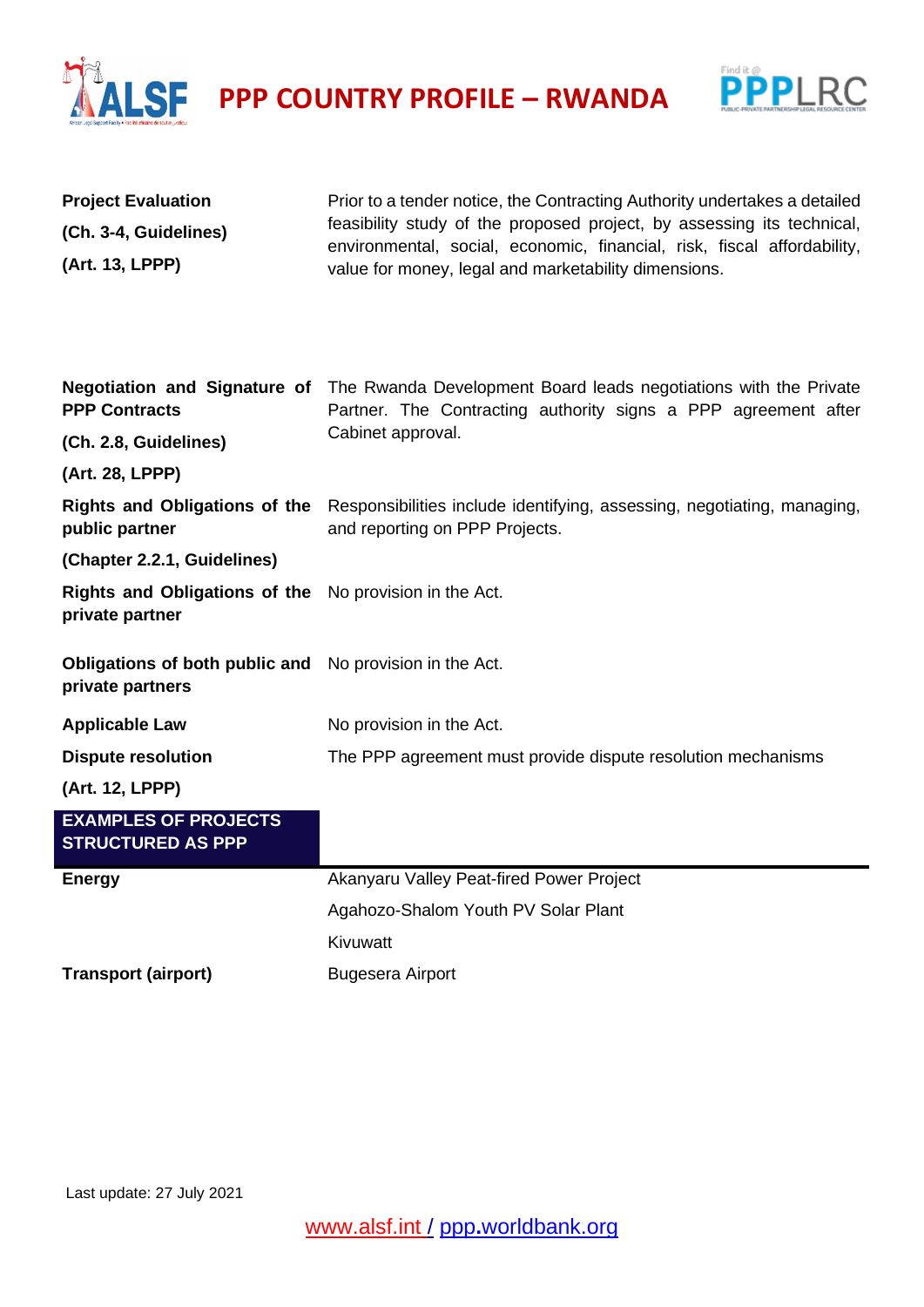| | |
|---|---|
| **Project Evaluation**<br>**(Ch. 3-4, Guidelines)**<br>**(Art. 13, LPPP)** | Prior to a tender notice, the Contracting Authority undertakes a detailed feasibility study of the proposed project, by assessing its technical, environmental, social, economic, financial, risk, fiscal affordability, value for money, legal and marketability dimensions. |
| **Negotiation and Signature of PPP Contracts**<br>**(Ch. 2.8, Guidelines)**<br>**(Art. 28, LPPP)** | The Rwanda Development Board leads negotiations with the Private Partner. The Contracting authority signs a PPP agreement after Cabinet approval. |
| **Rights and Obligations of the public partner**<br>**(Chapter 2.2.1, Guidelines)** | Responsibilities include identifying, assessing, negotiating, managing, and reporting on PPP Projects. |
| **Rights and Obligations of the private partner** | No provision in the Act. |
| **Obligations of both public and private partners** | No provision in the Act. |
| **Applicable Law** | No provision in the Act. |
| **Dispute resolution**<br>**(Art. 12, LPPP)** | The PPP agreement must provide dispute resolution mechanisms |

## EXAMPLES OF PROJECTS STRUCTURED AS PPP

| | |
|---|---|
| **Energy** | Akanyaru Valley Peat-fired Power Project |
| | Agahozo-Shalom Youth PV Solar Plant |
| | Kivuwatt |
| **Transport (airport)** | Bugesera Airport |

Last update: 27 July 2021

www.alsf.int / ppp.worldbank.org